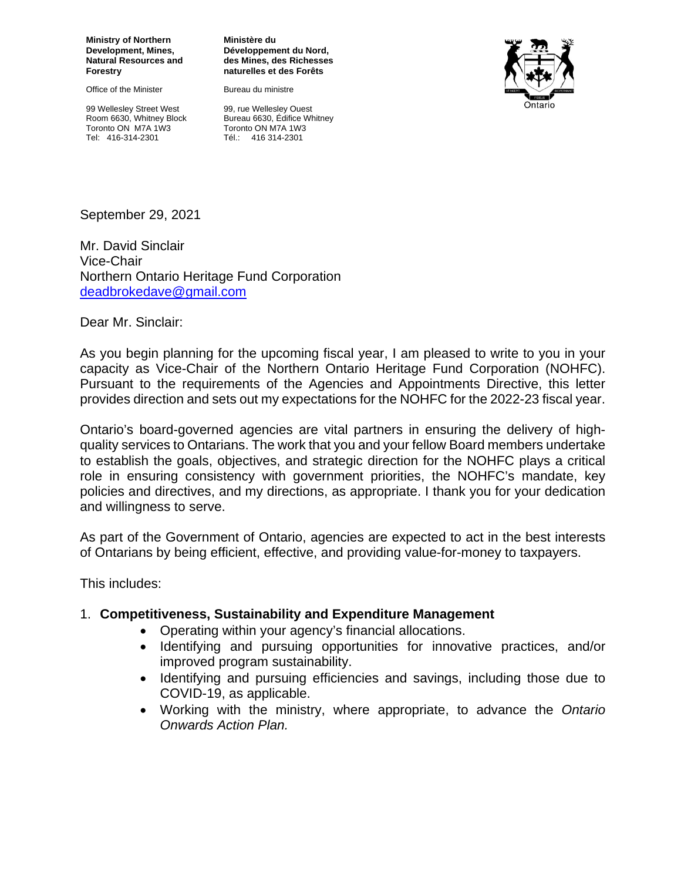**Ministry of Northern Development, Mines, Natural Resources and Forestry**

Office of the Minister

99 Wellesley Street West
Room 6630, Whitney Block
Toronto ON M7A 1W3
Tel: 416-314-2301

**Ministère du Développement du Nord, des Mines, des Richesses naturelles et des Forêts**

Bureau du ministre

99, rue Wellesley Ouest
Bureau 6630, Édifice Whitney
Toronto ON M7A 1W3
Tél.: 416 314-2301

Ontario

September 29, 2021

Mr. David Sinclair
Vice-Chair
Northern Ontario Heritage Fund Corporation
deadbrokedave@gmail.com

Dear Mr. Sinclair:

As you begin planning for the upcoming fiscal year, I am pleased to write to you in your capacity as Vice-Chair of the Northern Ontario Heritage Fund Corporation (NOHFC). Pursuant to the requirements of the Agencies and Appointments Directive, this letter provides direction and sets out my expectations for the NOHFC for the 2022-23 fiscal year.

Ontario's board-governed agencies are vital partners in ensuring the delivery of high-quality services to Ontarians. The work that you and your fellow Board members undertake to establish the goals, objectives, and strategic direction for the NOHFC plays a critical role in ensuring consistency with government priorities, the NOHFC's mandate, key policies and directives, and my directions, as appropriate. I thank you for your dedication and willingness to serve.

As part of the Government of Ontario, agencies are expected to act in the best interests of Ontarians by being efficient, effective, and providing value-for-money to taxpayers.

This includes:

1. **Competitiveness, Sustainability and Expenditure Management**
   - Operating within your agency's financial allocations.
   - Identifying and pursuing opportunities for innovative practices, and/or improved program sustainability.
   - Identifying and pursuing efficiencies and savings, including those due to COVID-19, as applicable.
   - Working with the ministry, where appropriate, to advance the *Ontario Onwards Action Plan.*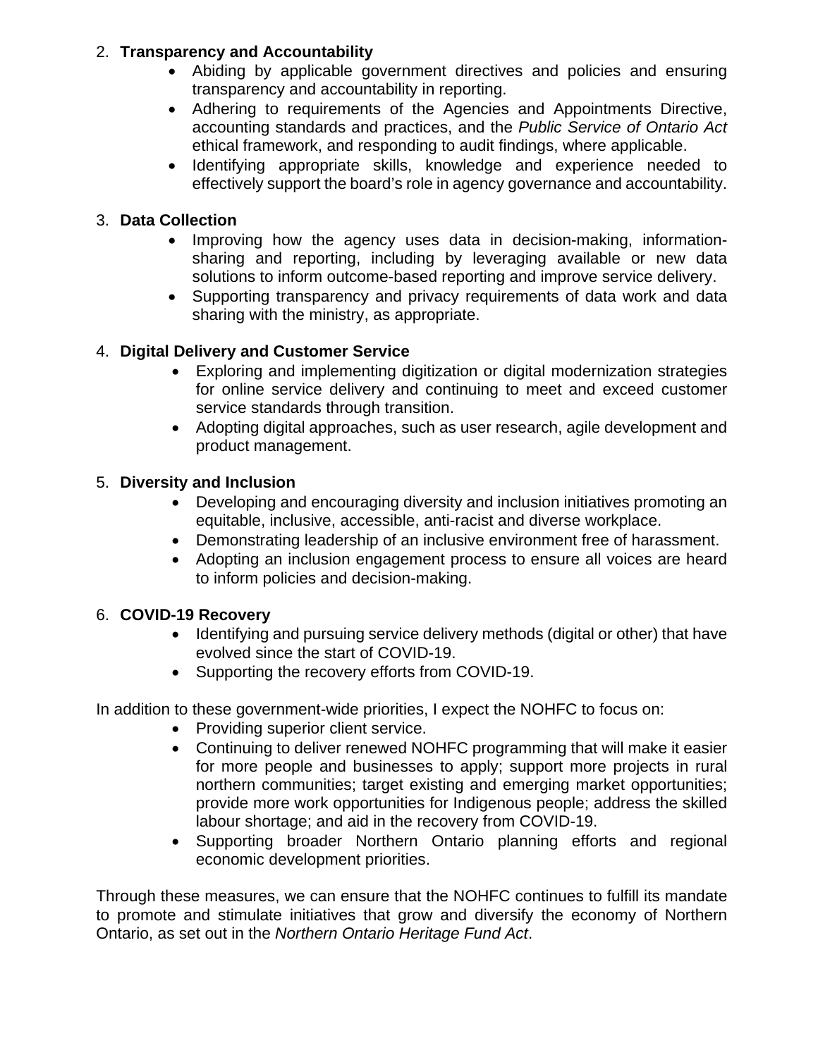2. **Transparency and Accountability**
    - Abiding by applicable government directives and policies and ensuring transparency and accountability in reporting.
    - Adhering to requirements of the Agencies and Appointments Directive, accounting standards and practices, and the *Public Service of Ontario Act* ethical framework, and responding to audit findings, where applicable.
    - Identifying appropriate skills, knowledge and experience needed to effectively support the board's role in agency governance and accountability.

3. **Data Collection**
    - Improving how the agency uses data in decision-making, information-sharing and reporting, including by leveraging available or new data solutions to inform outcome-based reporting and improve service delivery.
    - Supporting transparency and privacy requirements of data work and data sharing with the ministry, as appropriate.

4. **Digital Delivery and Customer Service**
    - Exploring and implementing digitization or digital modernization strategies for online service delivery and continuing to meet and exceed customer service standards through transition.
    - Adopting digital approaches, such as user research, agile development and product management.

5. **Diversity and Inclusion**
    - Developing and encouraging diversity and inclusion initiatives promoting an equitable, inclusive, accessible, anti-racist and diverse workplace.
    - Demonstrating leadership of an inclusive environment free of harassment.
    - Adopting an inclusion engagement process to ensure all voices are heard to inform policies and decision-making.

6. **COVID-19 Recovery**
    - Identifying and pursuing service delivery methods (digital or other) that have evolved since the start of COVID-19.
    - Supporting the recovery efforts from COVID-19.

In addition to these government-wide priorities, I expect the NOHFC to focus on:

- Providing superior client service.
- Continuing to deliver renewed NOHFC programming that will make it easier for more people and businesses to apply; support more projects in rural northern communities; target existing and emerging market opportunities; provide more work opportunities for Indigenous people; address the skilled labour shortage; and aid in the recovery from COVID-19.
- Supporting broader Northern Ontario planning efforts and regional economic development priorities.

Through these measures, we can ensure that the NOHFC continues to fulfill its mandate to promote and stimulate initiatives that grow and diversify the economy of Northern Ontario, as set out in the *Northern Ontario Heritage Fund Act*.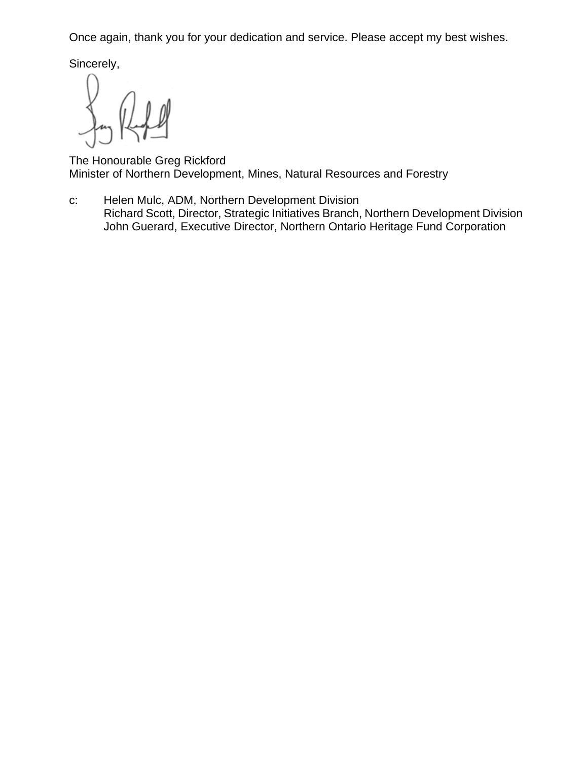Once again, thank you for your dedication and service. Please accept my best wishes.

Sincerely,

The Honourable Greg Rickford
Minister of Northern Development, Mines, Natural Resources and Forestry

c: Helen Mulc, ADM, Northern Development Division
Richard Scott, Director, Strategic Initiatives Branch, Northern Development Division
John Guerard, Executive Director, Northern Ontario Heritage Fund Corporation